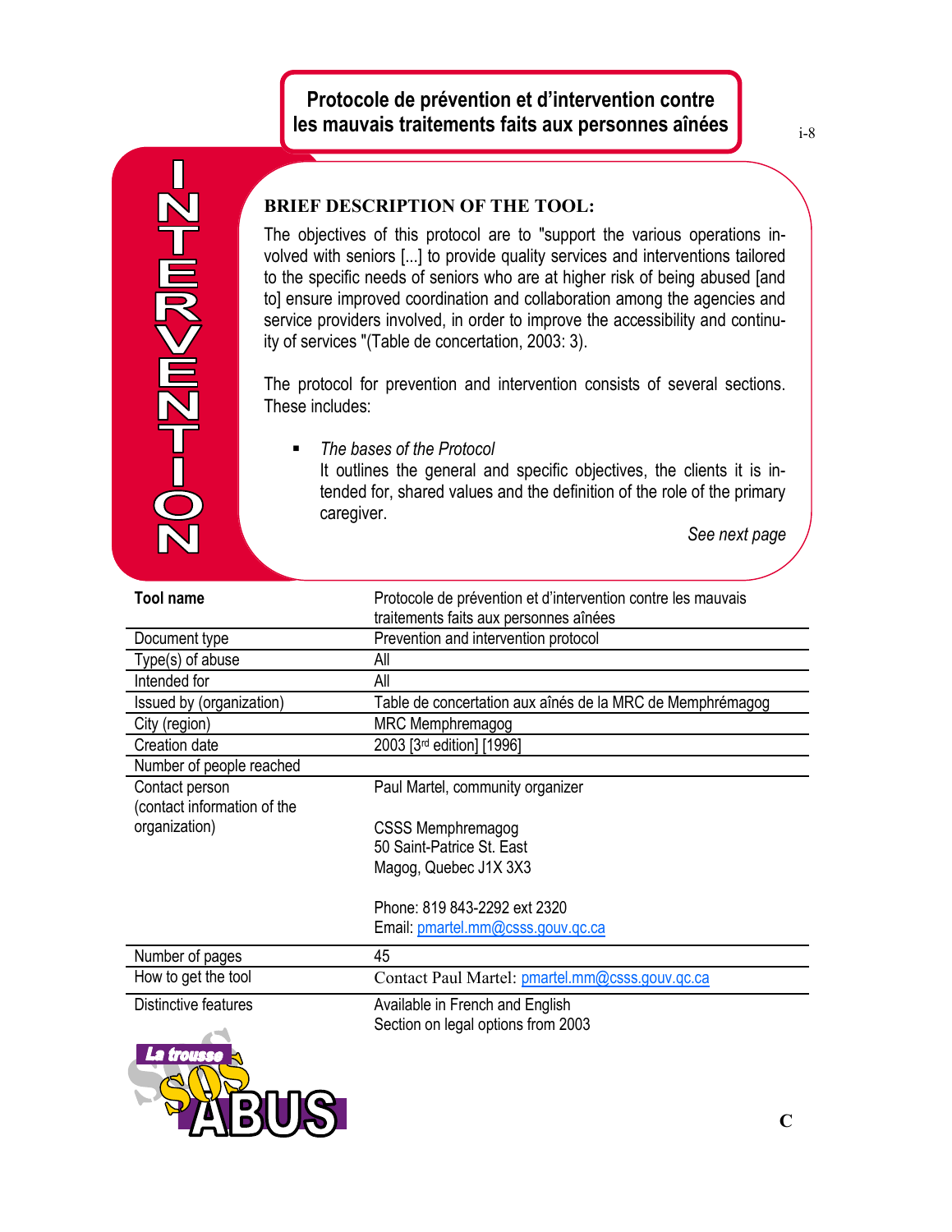# Protocole de prévention et d'intervention contre les mauvais traitements faits aux personnes aînées

INTERVENTION

### BRIEF DESCRIPTION OF THE TOOL:

The objectives of this protocol are to "support the various operations involved with seniors [...] to provide quality services and interventions tailored to the specific needs of seniors who are at higher risk of being abused [and to] ensure improved coordination and collaboration among the agencies and service providers involved, in order to improve the accessibility and continuity of services "(Table de concertation, 2003: 3).

The protocol for prevention and intervention consists of several sections. These includes:

- *The bases of the Protocol*
  It outlines the general and specific objectives, the clients it is intended for, shared values and the definition of the role of the primary caregiver.

*See next page*

| | |
|---|---|
| **Tool name** | Protocole de prévention et d'intervention contre les mauvais traitements faits aux personnes aînées |
| Document type | Prevention and intervention protocol |
| Type(s) of abuse | All |
| Intended for | All |
| Issued by (organization) | Table de concertation aux aînés de la MRC de Memphrémagog |
| City (region) | MRC Memphremagog |
| Creation date | 2003 [3rd edition] [1996] |
| Number of people reached | |
| Contact person (contact information of the organization) | Paul Martel, community organizer<br><br>CSSS Memphremagog<br>50 Saint-Patrice St. East<br>Magog, Quebec J1X 3X3<br><br>Phone: 819 843-2292 ext 2320<br>Email: pmartel.mm@csss.gouv.qc.ca |
| Number of pages | 45 |
| How to get the tool | Contact Paul Martel: pmartel.mm@csss.gouv.qc.ca |
| Distinctive features | Available in French and English<br>Section on legal options from 2003 |

La trousse SOS ABUS

C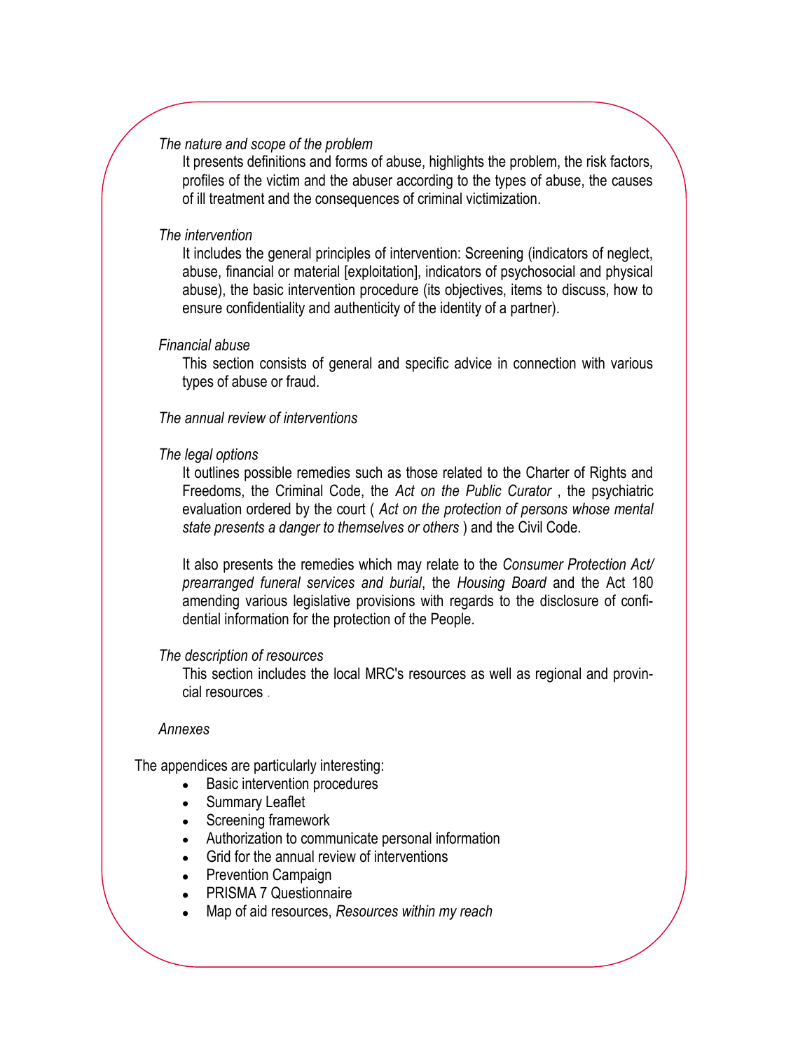*The nature and scope of the problem*

It presents definitions and forms of abuse, highlights the problem, the risk factors, profiles of the victim and the abuser according to the types of abuse, the causes of ill treatment and the consequences of criminal victimization.

*The intervention*

It includes the general principles of intervention: Screening (indicators of neglect, abuse, financial or material [exploitation], indicators of psychosocial and physical abuse), the basic intervention procedure (its objectives, items to discuss, how to ensure confidentiality and authenticity of the identity of a partner).

*Financial abuse*

This section consists of general and specific advice in connection with various types of abuse or fraud.

*The annual review of interventions*

*The legal options*

It outlines possible remedies such as those related to the Charter of Rights and Freedoms, the Criminal Code, the *Act on the Public Curator* , the psychiatric evaluation ordered by the court ( *Act on the protection of persons whose mental state presents a danger to themselves or others* ) and the Civil Code.

It also presents the remedies which may relate to the *Consumer Protection Act/ prearranged funeral services and burial*, the *Housing Board* and the Act 180 amending various legislative provisions with regards to the disclosure of confidential information for the protection of the People.

*The description of resources*

This section includes the local MRC's resources as well as regional and provincial resources .

*Annexes*

The appendices are particularly interesting:

- Basic intervention procedures
- Summary Leaflet
- Screening framework
- Authorization to communicate personal information
- Grid for the annual review of interventions
- Prevention Campaign
- PRISMA 7 Questionnaire
- Map of aid resources, *Resources within my reach*